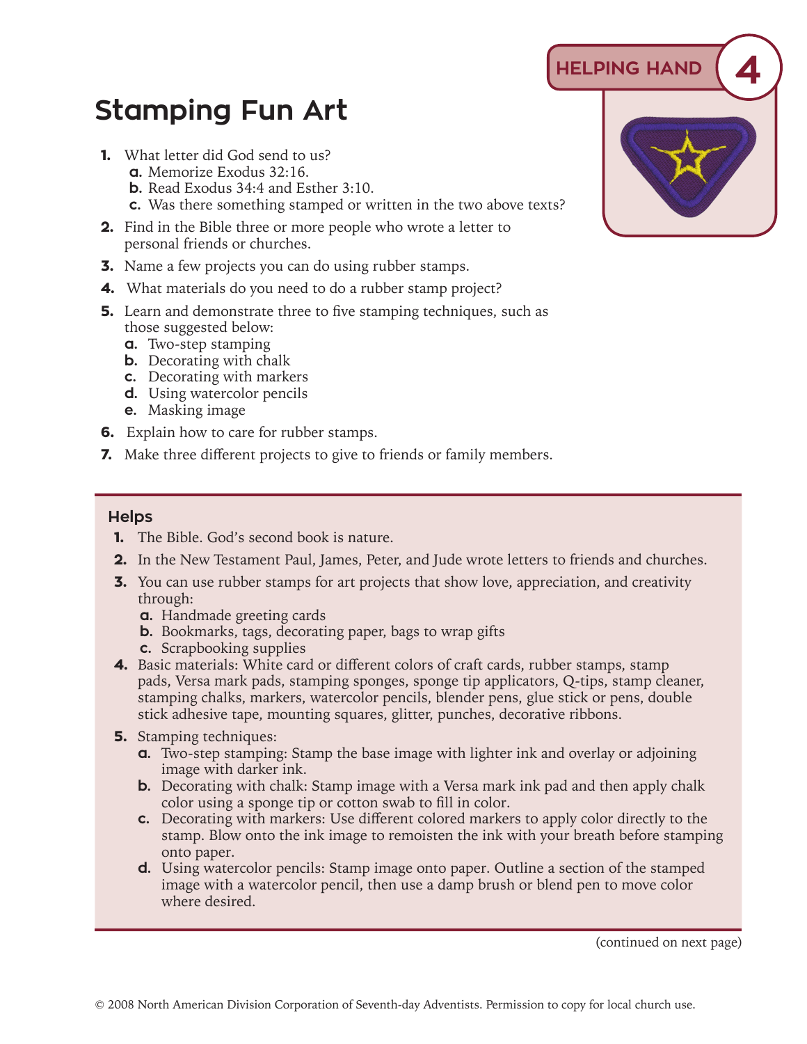HELPING HAND 4

# Stamping Fun Art

1. What letter did God send to us?
   a. Memorize Exodus 32:16.
   b. Read Exodus 34:4 and Esther 3:10.
   c. Was there something stamped or written in the two above texts?
2. Find in the Bible three or more people who wrote a letter to personal friends or churches.
3. Name a few projects you can do using rubber stamps.
4. What materials do you need to do a rubber stamp project?
5. Learn and demonstrate three to five stamping techniques, such as those suggested below:
   a. Two-step stamping
   b. Decorating with chalk
   c. Decorating with markers
   d. Using watercolor pencils
   e. Masking image
6. Explain how to care for rubber stamps.
7. Make three different projects to give to friends or family members.

## Helps

1. The Bible. God's second book is nature.
2. In the New Testament Paul, James, Peter, and Jude wrote letters to friends and churches.
3. You can use rubber stamps for art projects that show love, appreciation, and creativity through:
   a. Handmade greeting cards
   b. Bookmarks, tags, decorating paper, bags to wrap gifts
   c. Scrapbooking supplies
4. Basic materials: White card or different colors of craft cards, rubber stamps, stamp pads, Versa mark pads, stamping sponges, sponge tip applicators, Q-tips, stamp cleaner, stamping chalks, markers, watercolor pencils, blender pens, glue stick or pens, double stick adhesive tape, mounting squares, glitter, punches, decorative ribbons.
5. Stamping techniques:
   a. Two-step stamping: Stamp the base image with lighter ink and overlay or adjoining image with darker ink.
   b. Decorating with chalk: Stamp image with a Versa mark ink pad and then apply chalk color using a sponge tip or cotton swab to fill in color.
   c. Decorating with markers: Use different colored markers to apply color directly to the stamp. Blow onto the ink image to remoisten the ink with your breath before stamping onto paper.
   d. Using watercolor pencils: Stamp image onto paper. Outline a section of the stamped image with a watercolor pencil, then use a damp brush or blend pen to move color where desired.

(continued on next page)

© 2008 North American Division Corporation of Seventh-day Adventists. Permission to copy for local church use.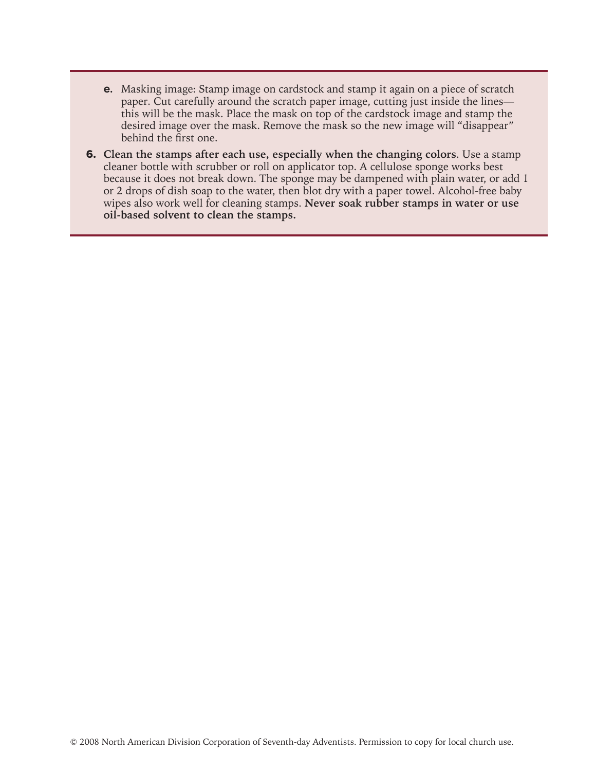e. Masking image: Stamp image on cardstock and stamp it again on a piece of scratch paper. Cut carefully around the scratch paper image, cutting just inside the lines—this will be the mask. Place the mask on top of the cardstock image and stamp the desired image over the mask. Remove the mask so the new image will "disappear" behind the first one.

6. **Clean the stamps after each use, especially when the changing colors**. Use a stamp cleaner bottle with scrubber or roll on applicator top. A cellulose sponge works best because it does not break down. The sponge may be dampened with plain water, or add 1 or 2 drops of dish soap to the water, then blot dry with a paper towel. Alcohol-free baby wipes also work well for cleaning stamps. **Never soak rubber stamps in water or use oil-based solvent to clean the stamps.**

© 2008 North American Division Corporation of Seventh-day Adventists. Permission to copy for local church use.